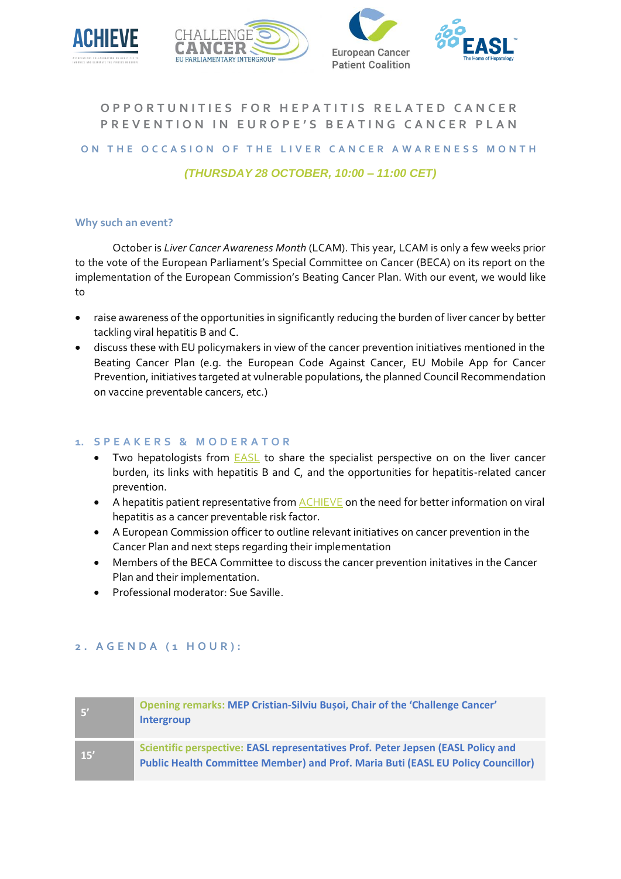# OPPORTUNITIES FOR HEPATITIS RELATED CANCER PREVENTION IN EUROPE'S BEATING CANCER PLAN

## ON THE OCCASION OF THE LIVER CANCER AWARENESS MONTH

*(THURSDAY 28 OCTOBER, 10:00 – 11:00 CET)*

### Why such an event?

October is *Liver Cancer Awareness Month* (LCAM). This year, LCAM is only a few weeks prior to the vote of the European Parliament's Special Committee on Cancer (BECA) on its report on the implementation of the European Commission's Beating Cancer Plan. With our event, we would like to

- raise awareness of the opportunities in significantly reducing the burden of liver cancer by better tackling viral hepatitis B and C.
- discuss these with EU policymakers in view of the cancer prevention initiatives mentioned in the Beating Cancer Plan (e.g. the European Code Against Cancer, EU Mobile App for Cancer Prevention, initiatives targeted at vulnerable populations, the planned Council Recommendation on vaccine preventable cancers, etc.)

### 1. SPEAKERS & MODERATOR

- Two hepatologists from EASL to share the specialist perspective on on the liver cancer burden, its links with hepatitis B and C, and the opportunities for hepatitis-related cancer prevention.
- A hepatitis patient representative from ACHIEVE on the need for better information on viral hepatitis as a cancer preventable risk factor.
- A European Commission officer to outline relevant initiatives on cancer prevention in the Cancer Plan and next steps regarding their implementation
- Members of the BECA Committee to discuss the cancer prevention initatives in the Cancer Plan and their implementation.
- Professional moderator: Sue Saville.

### 2. AGENDA (1 HOUR):

| | |
|---|---|
| 5' | **Opening remarks: MEP Cristian-Silviu Bușoi, Chair of the 'Challenge Cancer' Intergroup** |
| 15' | **Scientific perspective: EASL representatives Prof. Peter Jepsen (EASL Policy and Public Health Committee Member) and Prof. Maria Buti (EASL EU Policy Councillor)** |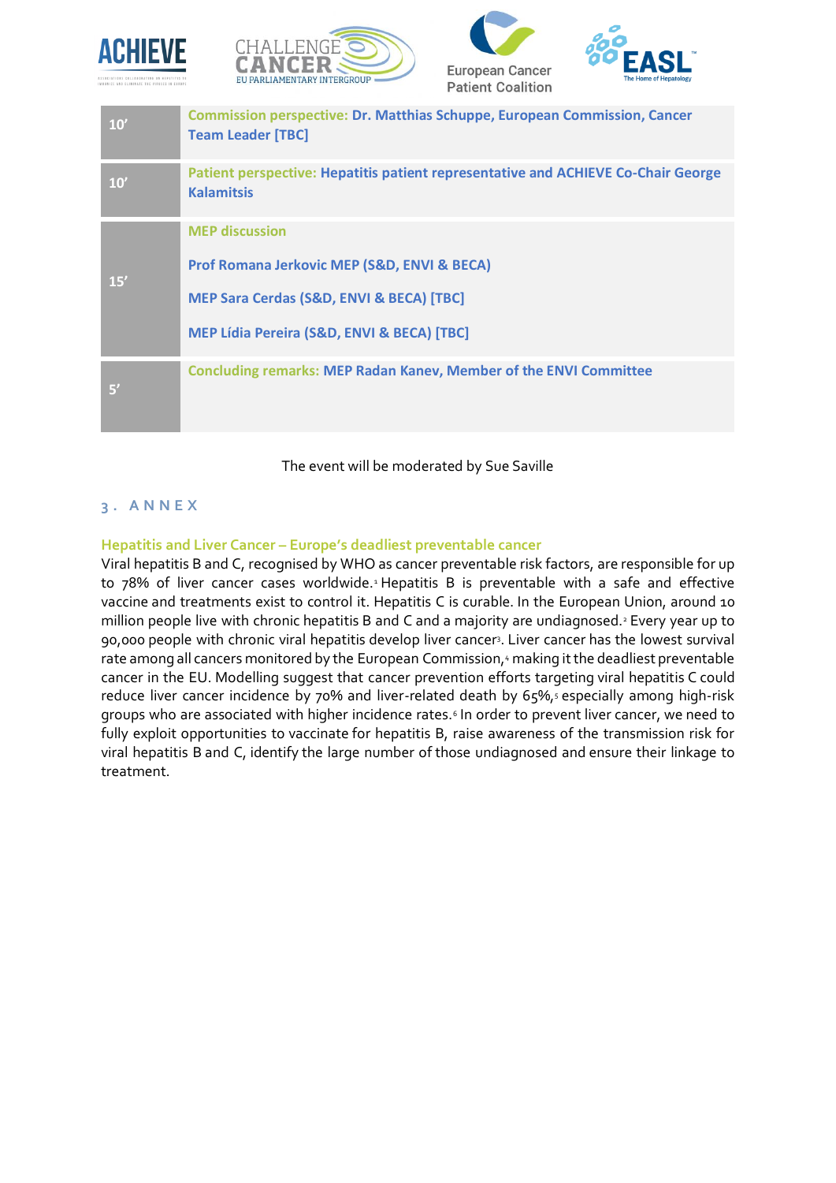| | |
|---|---|
| 10’ | **Commission perspective: Dr. Matthias Schuppe, European Commission, Cancer Team Leader [TBC]** |
| 10’ | **Patient perspective: Hepatitis patient representative and ACHIEVE Co-Chair George Kalamitsis** |
| 15’ | **MEP discussion**<br><br>**Prof Romana Jerkovic MEP (S&D, ENVI & BECA)**<br><br>**MEP Sara Cerdas (S&D, ENVI & BECA) [TBC]**<br><br>**MEP Lídia Pereira (S&D, ENVI & BECA) [TBC]** |
| 5’ | **Concluding remarks: MEP Radan Kanev, Member of the ENVI Committee** |

The event will be moderated by Sue Saville

## 3. ANNEX

### Hepatitis and Liver Cancer – Europe’s deadliest preventable cancer

Viral hepatitis B and C, recognised by WHO as cancer preventable risk factors, are responsible for up to 78% of liver cancer cases worldwide.[1] Hepatitis B is preventable with a safe and effective vaccine and treatments exist to control it. Hepatitis C is curable. In the European Union, around 10 million people live with chronic hepatitis B and C and a majority are undiagnosed.[2] Every year up to 90,000 people with chronic viral hepatitis develop liver cancer[3]. Liver cancer has the lowest survival rate among all cancers monitored by the European Commission,[4] making it the deadliest preventable cancer in the EU. Modelling suggest that cancer prevention efforts targeting viral hepatitis C could reduce liver cancer incidence by 70% and liver-related death by 65%,[5] especially among high-risk groups who are associated with higher incidence rates.[6] In order to prevent liver cancer, we need to fully exploit opportunities to vaccinate for hepatitis B, raise awareness of the transmission risk for viral hepatitis B and C, identify the large number of those undiagnosed and ensure their linkage to treatment.